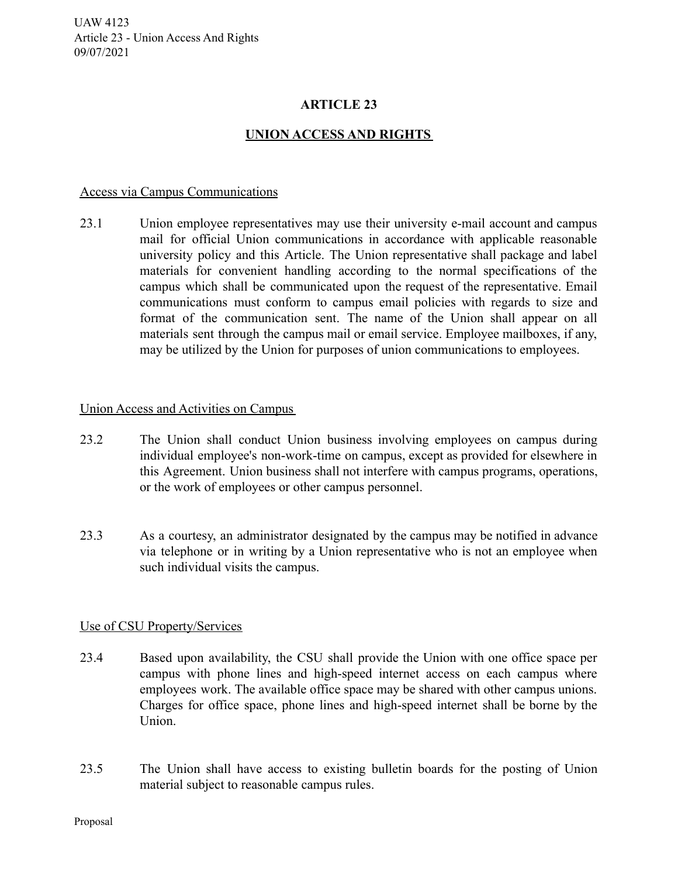# ARTICLE 23

## UNION ACCESS AND RIGHTS

Access via Campus Communications

23.1 Union employee representatives may use their university e-mail account and campus mail for official Union communications in accordance with applicable reasonable university policy and this Article. The Union representative shall package and label materials for convenient handling according to the normal specifications of the campus which shall be communicated upon the request of the representative. Email communications must conform to campus email policies with regards to size and format of the communication sent. The name of the Union shall appear on all materials sent through the campus mail or email service. Employee mailboxes, if any, may be utilized by the Union for purposes of union communications to employees.

Union Access and Activities on Campus

23.2 The Union shall conduct Union business involving employees on campus during individual employee's non-work-time on campus, except as provided for elsewhere in this Agreement. Union business shall not interfere with campus programs, operations, or the work of employees or other campus personnel.

23.3 As a courtesy, an administrator designated by the campus may be notified in advance via telephone or in writing by a Union representative who is not an employee when such individual visits the campus.

Use of CSU Property/Services

23.4 Based upon availability, the CSU shall provide the Union with one office space per campus with phone lines and high-speed internet access on each campus where employees work. The available office space may be shared with other campus unions. Charges for office space, phone lines and high-speed internet shall be borne by the Union.

23.5 The Union shall have access to existing bulletin boards for the posting of Union material subject to reasonable campus rules.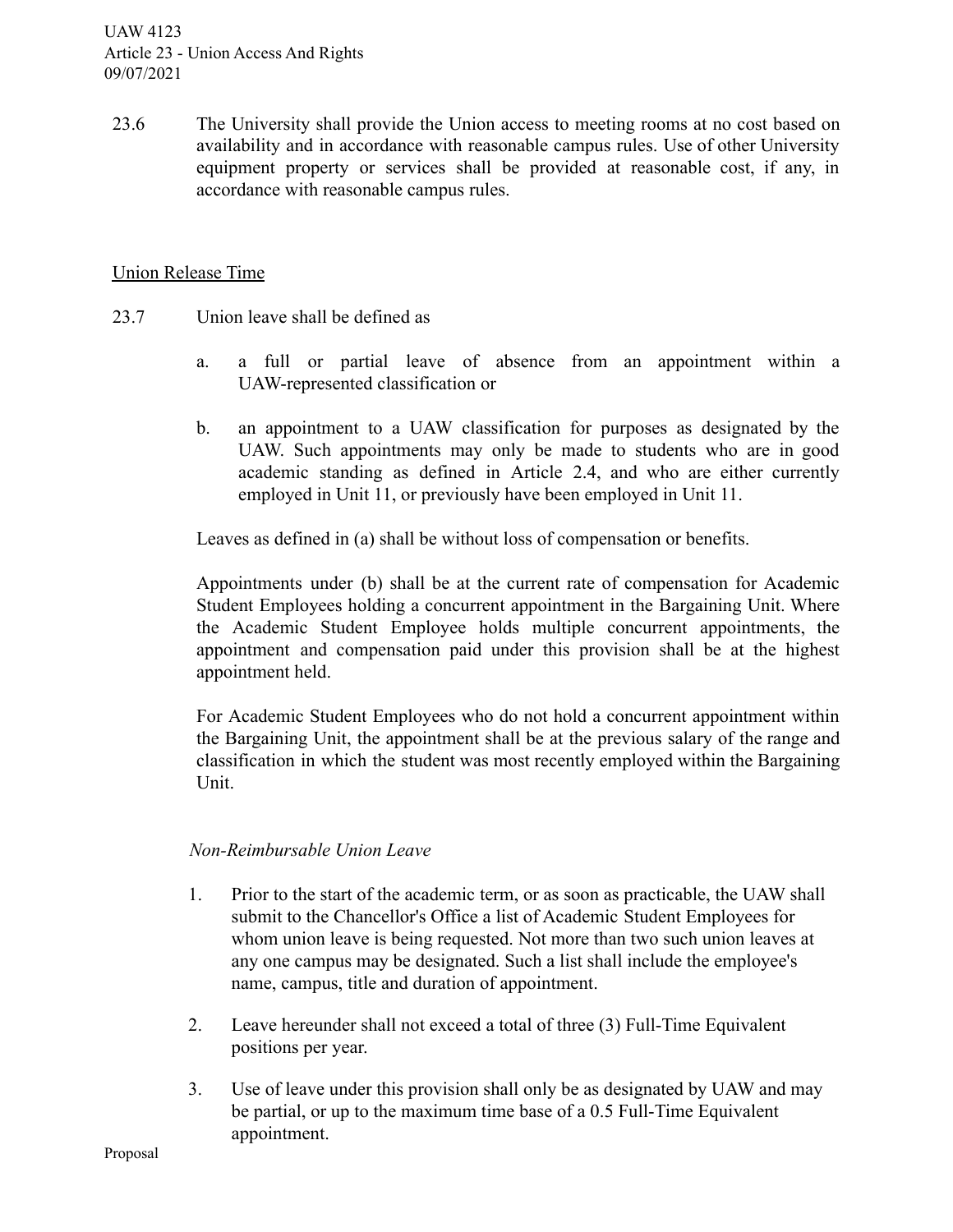23.6 The University shall provide the Union access to meeting rooms at no cost based on availability and in accordance with reasonable campus rules. Use of other University equipment property or services shall be provided at reasonable cost, if any, in accordance with reasonable campus rules.

<u>Union Release Time</u>

23.7 Union leave shall be defined as

a. a full or partial leave of absence from an appointment within a UAW-represented classification or

b. an appointment to a UAW classification for purposes as designated by the UAW. Such appointments may only be made to students who are in good academic standing as defined in Article 2.4, and who are either currently employed in Unit 11, or previously have been employed in Unit 11.

Leaves as defined in (a) shall be without loss of compensation or benefits.

Appointments under (b) shall be at the current rate of compensation for Academic Student Employees holding a concurrent appointment in the Bargaining Unit. Where the Academic Student Employee holds multiple concurrent appointments, the appointment and compensation paid under this provision shall be at the highest appointment held.

For Academic Student Employees who do not hold a concurrent appointment within the Bargaining Unit, the appointment shall be at the previous salary of the range and classification in which the student was most recently employed within the Bargaining Unit.

*Non-Reimbursable Union Leave*

1. Prior to the start of the academic term, or as soon as practicable, the UAW shall submit to the Chancellor's Office a list of Academic Student Employees for whom union leave is being requested. Not more than two such union leaves at any one campus may be designated. Such a list shall include the employee's name, campus, title and duration of appointment.

2. Leave hereunder shall not exceed a total of three (3) Full-Time Equivalent positions per year.

3. Use of leave under this provision shall only be as designated by UAW and may be partial, or up to the maximum time base of a 0.5 Full-Time Equivalent appointment.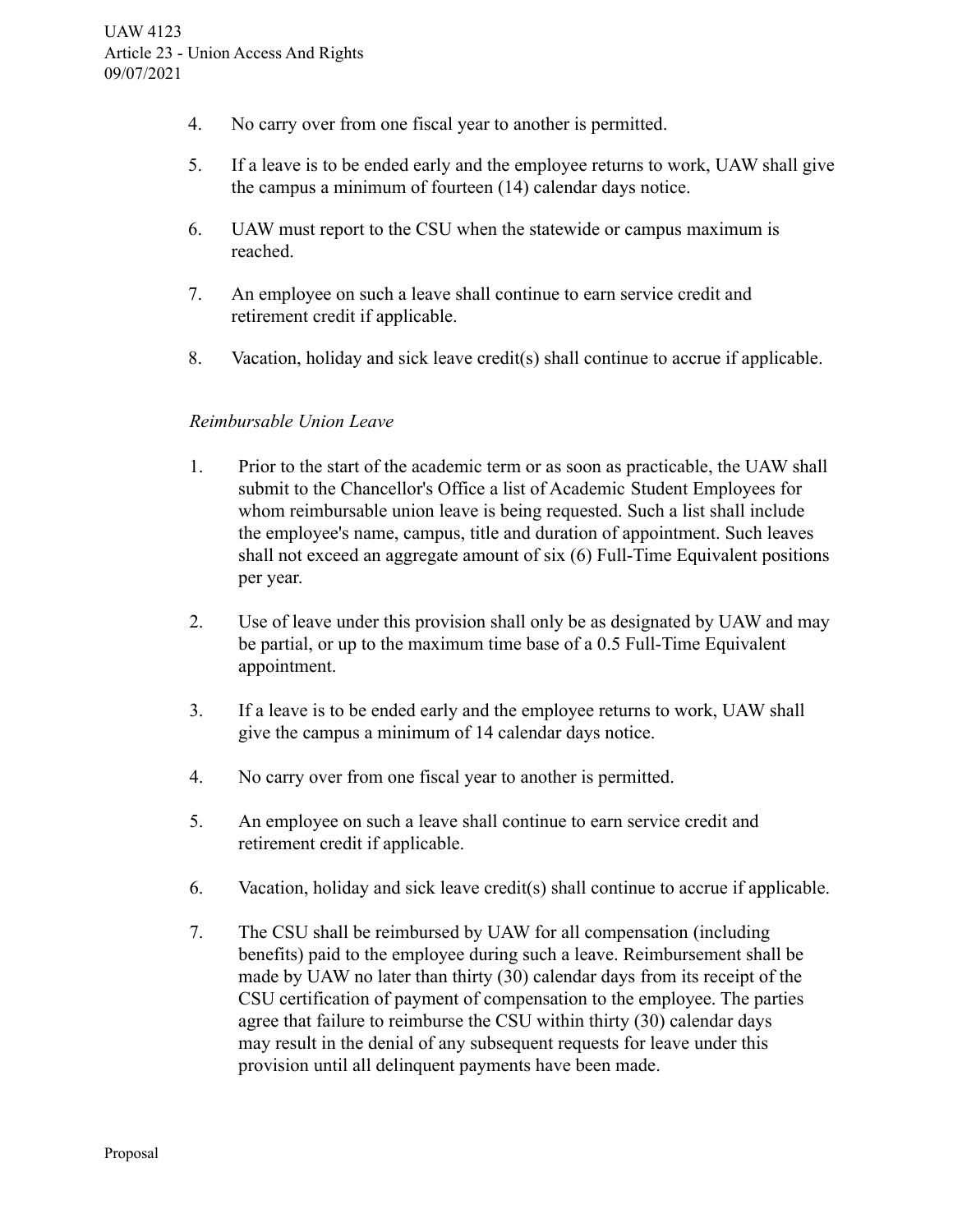4. No carry over from one fiscal year to another is permitted.

5. If a leave is to be ended early and the employee returns to work, UAW shall give the campus a minimum of fourteen (14) calendar days notice.

6. UAW must report to the CSU when the statewide or campus maximum is reached.

7. An employee on such a leave shall continue to earn service credit and retirement credit if applicable.

8. Vacation, holiday and sick leave credit(s) shall continue to accrue if applicable.

*Reimbursable Union Leave*

1. Prior to the start of the academic term or as soon as practicable, the UAW shall submit to the Chancellor's Office a list of Academic Student Employees for whom reimbursable union leave is being requested. Such a list shall include the employee's name, campus, title and duration of appointment. Such leaves shall not exceed an aggregate amount of six (6) Full-Time Equivalent positions per year.

2. Use of leave under this provision shall only be as designated by UAW and may be partial, or up to the maximum time base of a 0.5 Full-Time Equivalent appointment.

3. If a leave is to be ended early and the employee returns to work, UAW shall give the campus a minimum of 14 calendar days notice.

4. No carry over from one fiscal year to another is permitted.

5. An employee on such a leave shall continue to earn service credit and retirement credit if applicable.

6. Vacation, holiday and sick leave credit(s) shall continue to accrue if applicable.

7. The CSU shall be reimbursed by UAW for all compensation (including benefits) paid to the employee during such a leave. Reimbursement shall be made by UAW no later than thirty (30) calendar days from its receipt of the CSU certification of payment of compensation to the employee. The parties agree that failure to reimburse the CSU within thirty (30) calendar days may result in the denial of any subsequent requests for leave under this provision until all delinquent payments have been made.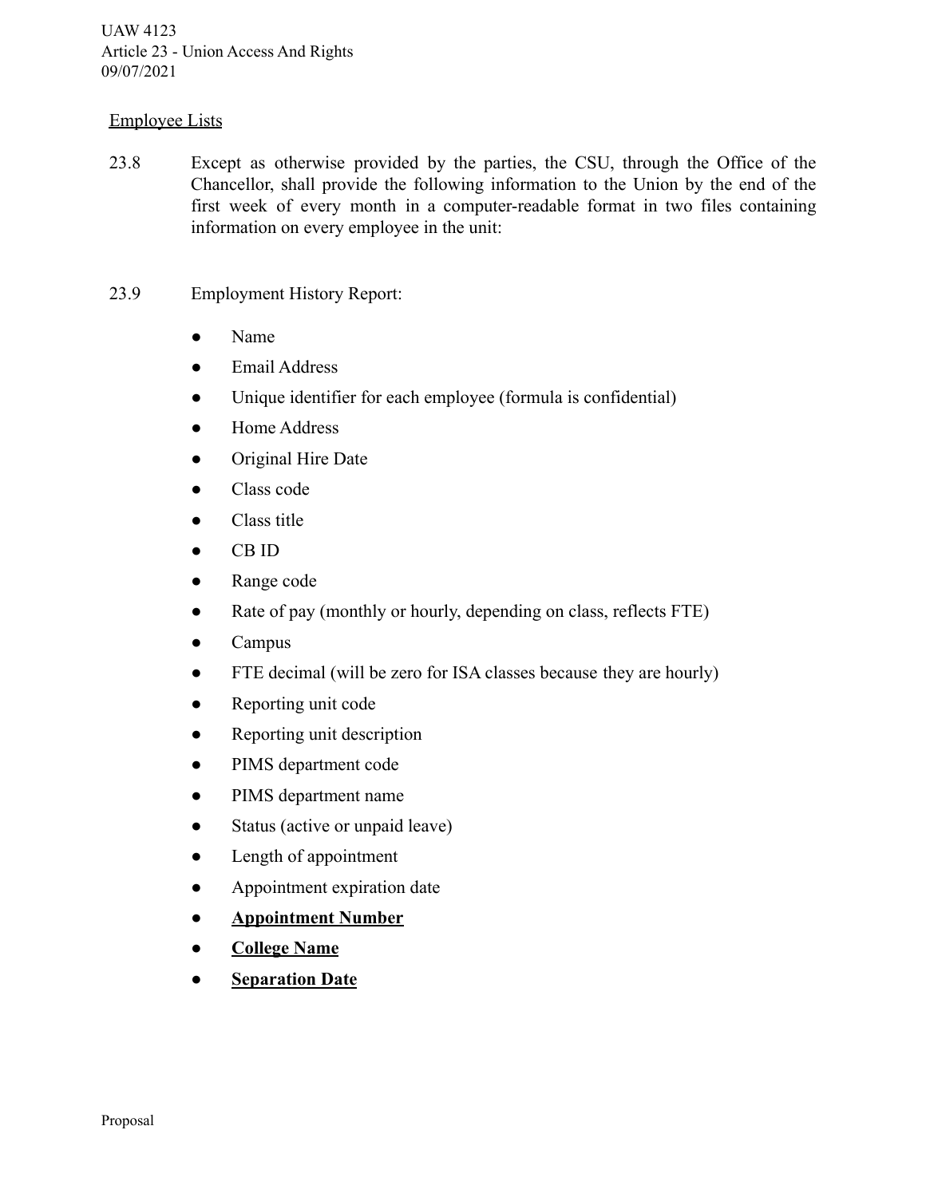Employee Lists

23.8 Except as otherwise provided by the parties, the CSU, through the Office of the Chancellor, shall provide the following information to the Union by the end of the first week of every month in a computer-readable format in two files containing information on every employee in the unit:

23.9 Employment History Report:

- Name
- Email Address
- Unique identifier for each employee (formula is confidential)
- Home Address
- Original Hire Date
- Class code
- Class title
- CB ID
- Range code
- Rate of pay (monthly or hourly, depending on class, reflects FTE)
- Campus
- FTE decimal (will be zero for ISA classes because they are hourly)
- Reporting unit code
- Reporting unit description
- PIMS department code
- PIMS department name
- Status (active or unpaid leave)
- Length of appointment
- Appointment expiration date
- <u>**Appointment Number**</u>
- <u>**College Name**</u>
- <u>**Separation Date**</u>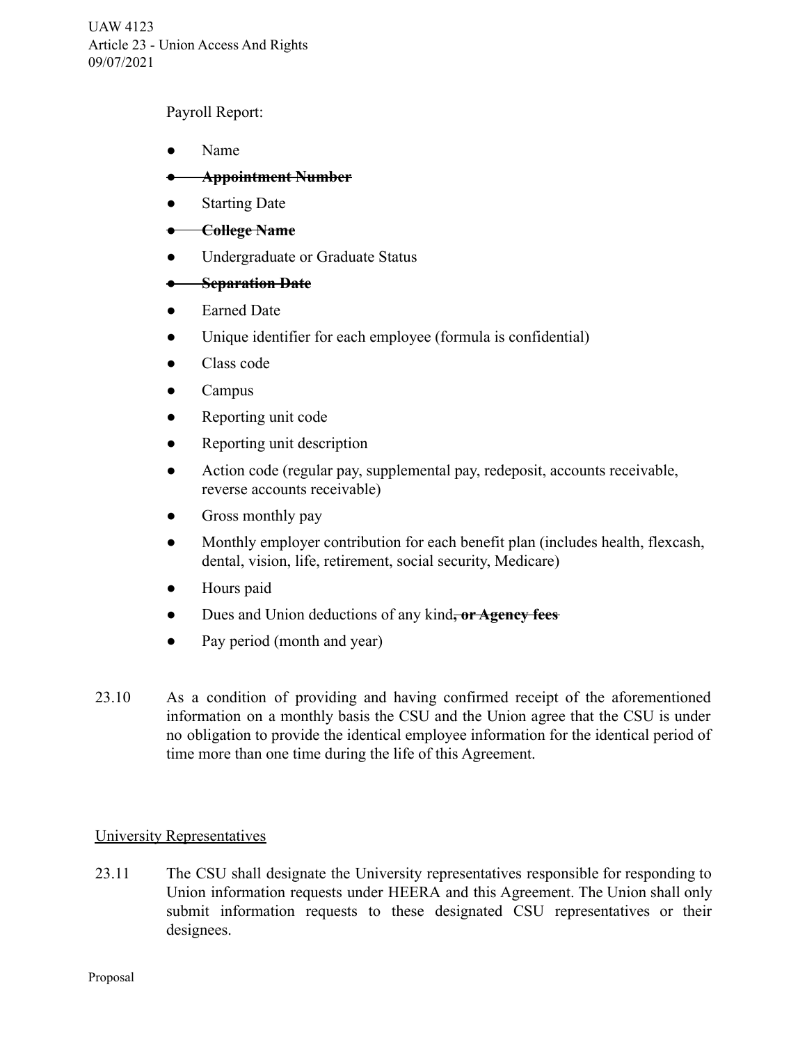Payroll Report:

- Name
- ~~**Appointment Number**~~
- Starting Date
- ~~**College Name**~~
- Undergraduate or Graduate Status
- ~~**Separation Date**~~
- Earned Date
- Unique identifier for each employee (formula is confidential)
- Class code
- Campus
- Reporting unit code
- Reporting unit description
- Action code (regular pay, supplemental pay, redeposit, accounts receivable, reverse accounts receivable)
- Gross monthly pay
- Monthly employer contribution for each benefit plan (includes health, flexcash, dental, vision, life, retirement, social security, Medicare)
- Hours paid
- Dues and Union deductions of any kind~~**, or Agency fees**~~
- Pay period (month and year)

23.10 As a condition of providing and having confirmed receipt of the aforementioned information on a monthly basis the CSU and the Union agree that the CSU is under no obligation to provide the identical employee information for the identical period of time more than one time during the life of this Agreement.

<u>University Representatives</u>

23.11 The CSU shall designate the University representatives responsible for responding to Union information requests under HEERA and this Agreement. The Union shall only submit information requests to these designated CSU representatives or their designees.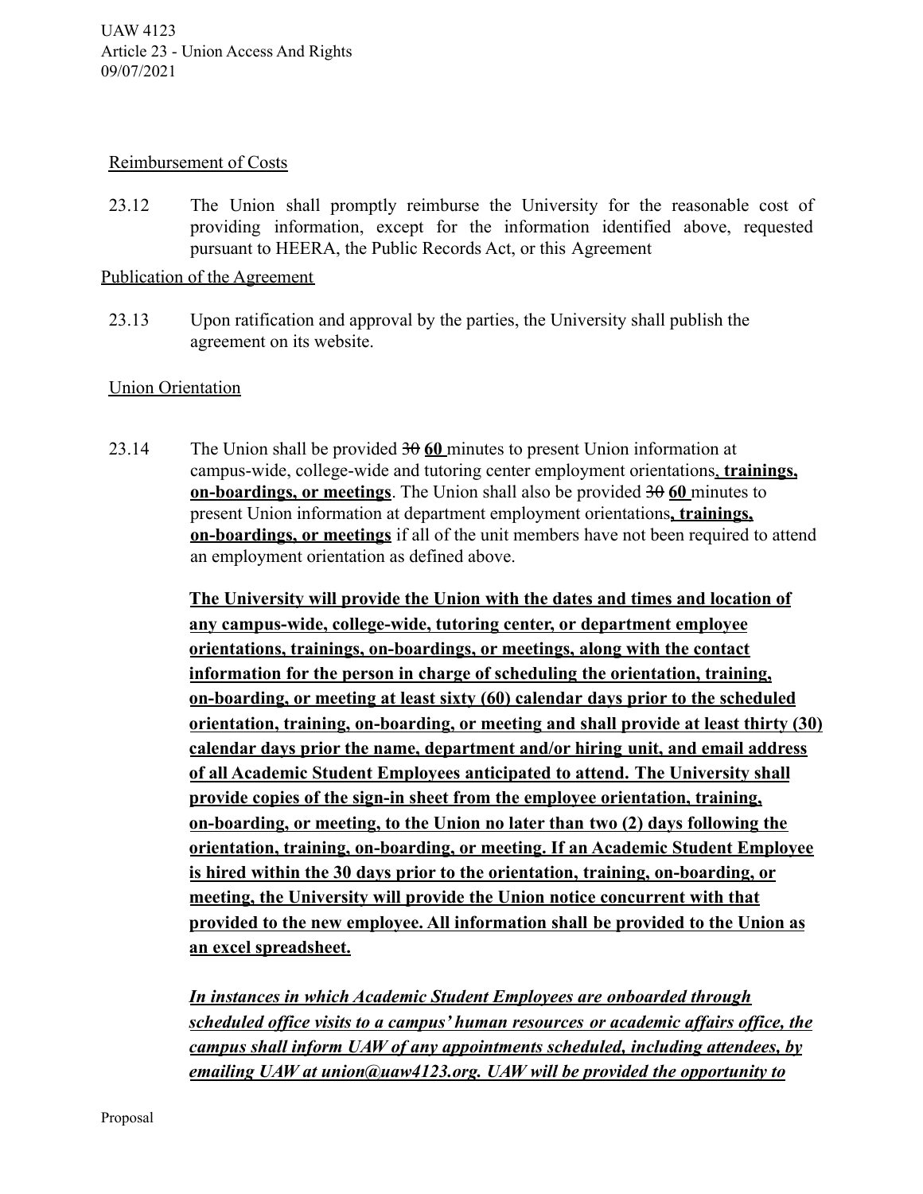Reimbursement of Costs

23.12 The Union shall promptly reimburse the University for the reasonable cost of providing information, except for the information identified above, requested pursuant to HEERA, the Public Records Act, or this Agreement

Publication of the Agreement

23.13 Upon ratification and approval by the parties, the University shall publish the agreement on its website.

Union Orientation

23.14 The Union shall be provided ~~30~~ **60** minutes to present Union information at campus-wide, college-wide and tutoring center employment orientations**, trainings, on-boardings, or meetings**. The Union shall also be provided ~~30~~ **60** minutes to present Union information at department employment orientations**, trainings, on-boardings, or meetings** if all of the unit members have not been required to attend an employment orientation as defined above.

**The University will provide the Union with the dates and times and location of any campus-wide, college-wide, tutoring center, or department employee orientations, trainings, on-boardings, or meetings, along with the contact information for the person in charge of scheduling the orientation, training, on-boarding, or meeting at least sixty (60) calendar days prior to the scheduled orientation, training, on-boarding, or meeting and shall provide at least thirty (30) calendar days prior the name, department and/or hiring unit, and email address of all Academic Student Employees anticipated to attend. The University shall provide copies of the sign-in sheet from the employee orientation, training, on-boarding, or meeting, to the Union no later than two (2) days following the orientation, training, on-boarding, or meeting. If an Academic Student Employee is hired within the 30 days prior to the orientation, training, on-boarding, or meeting, the University will provide the Union notice concurrent with that provided to the new employee. All information shall be provided to the Union as an excel spreadsheet.**

***In instances in which Academic Student Employees are onboarded through scheduled office visits to a campus' human resources or academic affairs office, the campus shall inform UAW of any appointments scheduled, including attendees, by emailing UAW at union@uaw4123.org. UAW will be provided the opportunity to***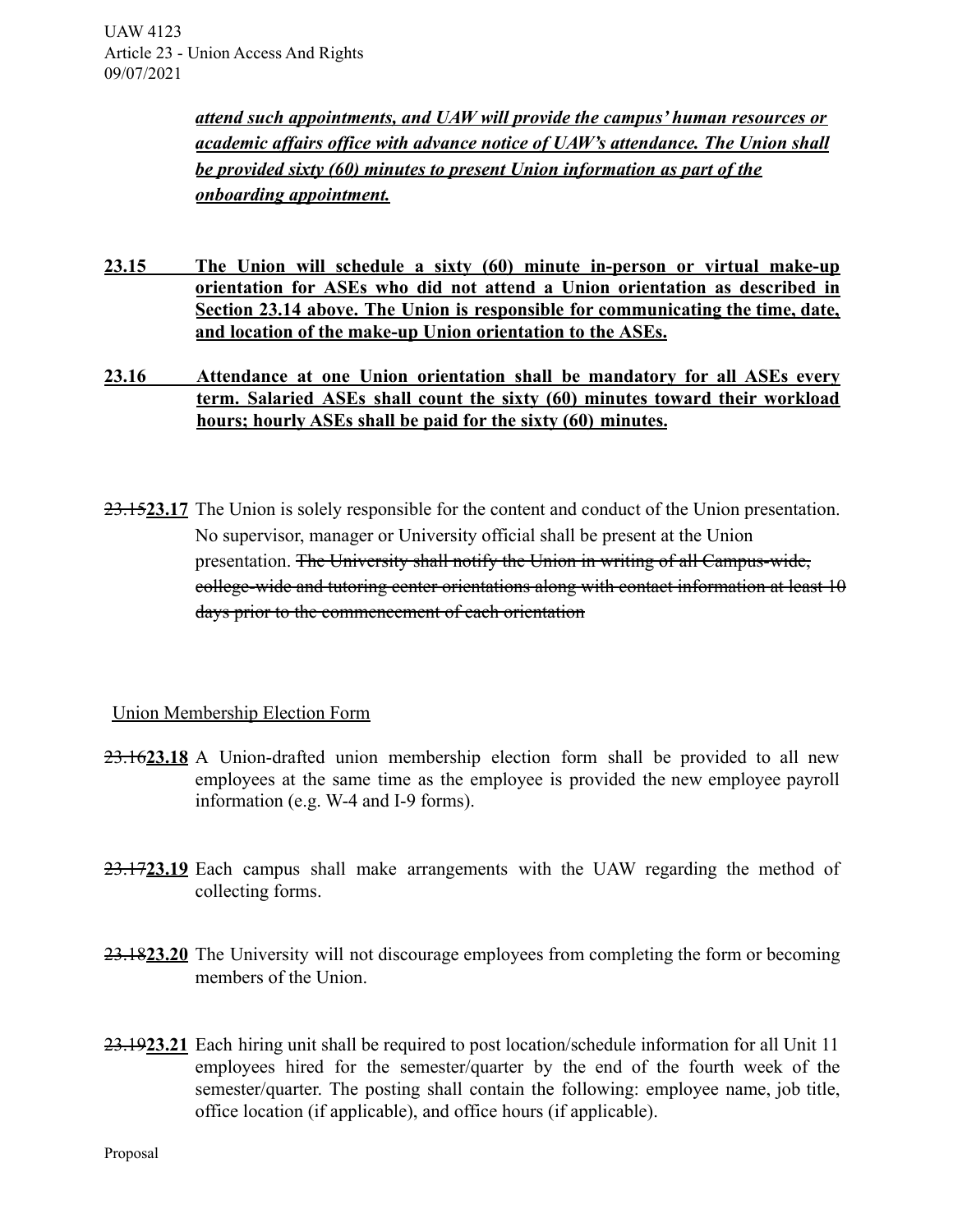***<u>attend such appointments, and UAW will provide the campus' human resources or academic affairs office with advance notice of UAW's attendance. The Union shall be provided sixty (60) minutes to present Union information as part of the onboarding appointment.</u>***

**<u>23.15</u>** **<u>The Union will schedule a sixty (60) minute in-person or virtual make-up orientation for ASEs who did not attend a Union orientation as described in Section 23.14 above. The Union is responsible for communicating the time, date, and location of the make-up Union orientation to the ASEs.</u>**

**<u>23.16</u>** **<u>Attendance at one Union orientation shall be mandatory for all ASEs every term. Salaried ASEs shall count the sixty (60) minutes toward their workload hours; hourly ASEs shall be paid for the sixty (60) minutes.</u>**

~~23.15~~**<u>23.17</u>** The Union is solely responsible for the content and conduct of the Union presentation. No supervisor, manager or University official shall be present at the Union presentation. ~~The University shall notify the Union in writing of all Campus-wide, college-wide and tutoring center orientations along with contact information at least 10 days prior to the commencement of each orientation~~

<u>Union Membership Election Form</u>

~~23.16~~**<u>23.18</u>** A Union-drafted union membership election form shall be provided to all new employees at the same time as the employee is provided the new employee payroll information (e.g. W-4 and I-9 forms).

~~23.17~~**<u>23.19</u>** Each campus shall make arrangements with the UAW regarding the method of collecting forms.

~~23.18~~**<u>23.20</u>** The University will not discourage employees from completing the form or becoming members of the Union.

~~23.19~~**<u>23.21</u>** Each hiring unit shall be required to post location/schedule information for all Unit 11 employees hired for the semester/quarter by the end of the fourth week of the semester/quarter. The posting shall contain the following: employee name, job title, office location (if applicable), and office hours (if applicable).